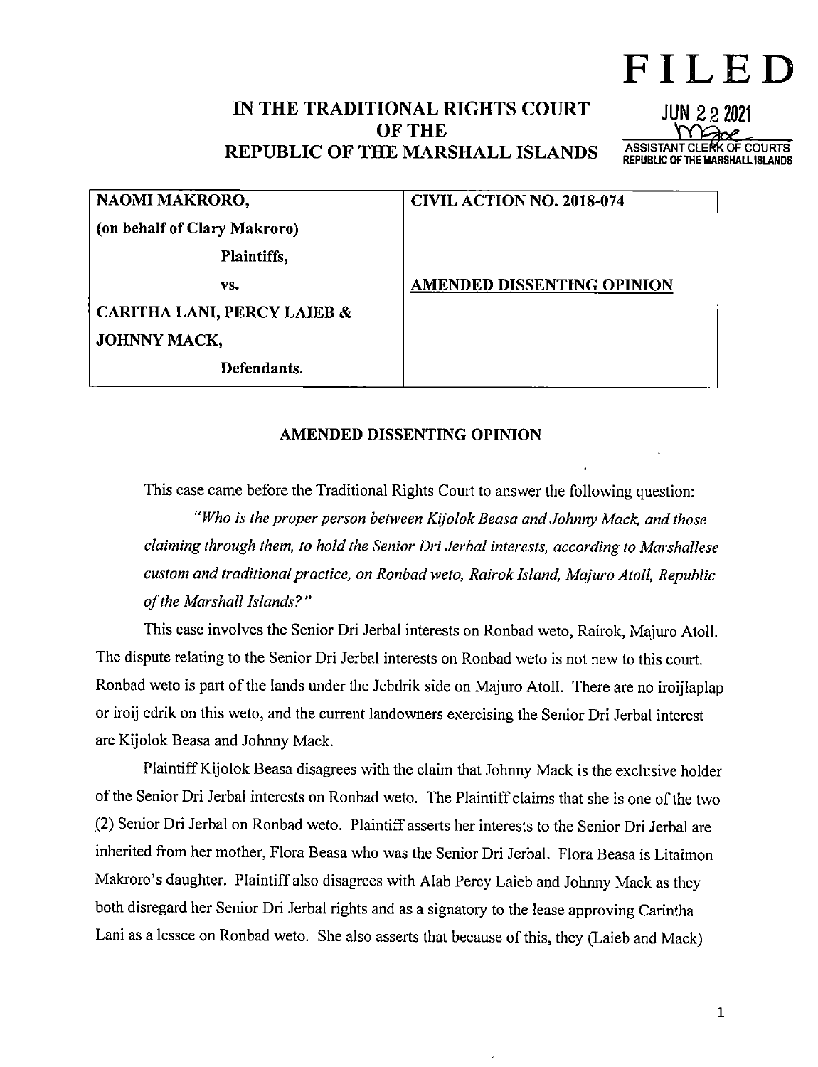**FILED**

**JUN 22 2021**

ASSISTANT CLERK OF COURTS
REPUBLIC OF THE MARSHALL ISLANDS

# IN THE TRADITIONAL RIGHTS COURT OF THE REPUBLIC OF THE MARSHALL ISLANDS

| | |
|---|---|
| **NAOMI MAKRORO,** | **CIVIL ACTION NO. 2018-074** |
| **(on behalf of Clary Makroro)** | |
| **Plaintiffs,** | |
| **vs.** | **AMENDED DISSENTING OPINION** |
| **CARITHA LANI, PERCY LAIEB &** | |
| **JOHNNY MACK,** | |
| **Defendants.** | |

## AMENDED DISSENTING OPINION

This case came before the Traditional Rights Court to answer the following question:

*"Who is the proper person between Kijolok Beasa and Johnny Mack, and those claiming through them, to hold the Senior Dri Jerbal interests, according to Marshallese custom and traditional practice, on Ronbad weto, Rairok Island, Majuro Atoll, Republic of the Marshall Islands?"*

This case involves the Senior Dri Jerbal interests on Ronbad weto, Rairok, Majuro Atoll. The dispute relating to the Senior Dri Jerbal interests on Ronbad weto is not new to this court. Ronbad weto is part of the lands under the Jebdrik side on Majuro Atoll. There are no iroijlaplap or iroij edrik on this weto, and the current landowners exercising the Senior Dri Jerbal interest are Kijolok Beasa and Johnny Mack.

Plaintiff Kijolok Beasa disagrees with the claim that Johnny Mack is the exclusive holder of the Senior Dri Jerbal interests on Ronbad weto. The Plaintiff claims that she is one of the two (2) Senior Dri Jerbal on Ronbad weto. Plaintiff asserts her interests to the Senior Dri Jerbal are inherited from her mother, Flora Beasa who was the Senior Dri Jerbal. Flora Beasa is Litaimon Makroro's daughter. Plaintiff also disagrees with Alab Percy Laieb and Johnny Mack as they both disregard her Senior Dri Jerbal rights and as a signatory to the lease approving Carintha Lani as a lessee on Ronbad weto. She also asserts that because of this, they (Laieb and Mack)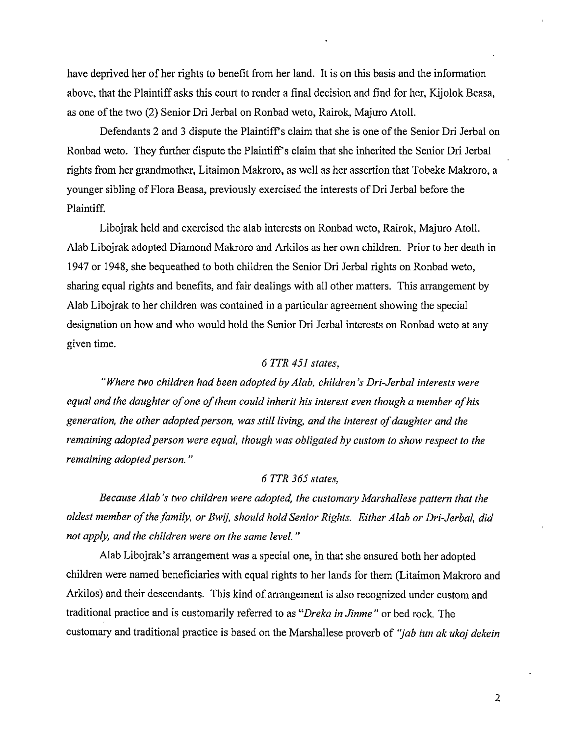have deprived her of her rights to benefit from her land. It is on this basis and the information above, that the Plaintiff asks this court to render a final decision and find for her, Kijolok Beasa, as one of the two (2) Senior Dri Jerbal on Ronbad weto, Rairok, Majuro Atoll.

Defendants 2 and 3 dispute the Plaintiff's claim that she is one of the Senior Dri Jerbal on Ronbad weto. They further dispute the Plaintiff's claim that she inherited the Senior Dri Jerbal rights from her grandmother, Litaimon Makroro, as well as her assertion that Tobeke Makroro, a younger sibling of Flora Beasa, previously exercised the interests of Dri Jerbal before the Plaintiff.

Libojrak held and exercised the alab interests on Ronbad weto, Rairok, Majuro Atoll. Alab Libojrak adopted Diamond Makroro and Arkilos as her own children. Prior to her death in 1947 or 1948, she bequeathed to both children the Senior Dri Jerbal rights on Ronbad weto, sharing equal rights and benefits, and fair dealings with all other matters. This arrangement by Alab Libojrak to her children was contained in a particular agreement showing the special designation on how and who would hold the Senior Dri Jerbal interests on Ronbad weto at any given time.

*6 TTR 451 states,*

*"Where two children had been adopted by Alab, children's Dri-Jerbal interests were equal and the daughter of one of them could inherit his interest even though a member of his generation, the other adopted person, was still living, and the interest of daughter and the remaining adopted person were equal, though was obligated by custom to show respect to the remaining adopted person."*

*6 TTR 365 states,*

*Because Alab's two children were adopted, the customary Marshallese pattern that the oldest member of the family, or Bwij, should hold Senior Rights. Either Alab or Dri-Jerbal, did not apply, and the children were on the same level."*

Alab Libojrak's arrangement was a special one, in that she ensured both her adopted children were named beneficiaries with equal rights to her lands for them (Litaimon Makroro and Arkilos) and their descendants. This kind of arrangement is also recognized under custom and traditional practice and is customarily referred to as *"Dreka in Jinme"* or bed rock. The customary and traditional practice is based on the Marshallese proverb of *"jab iun ak ukoj dekein*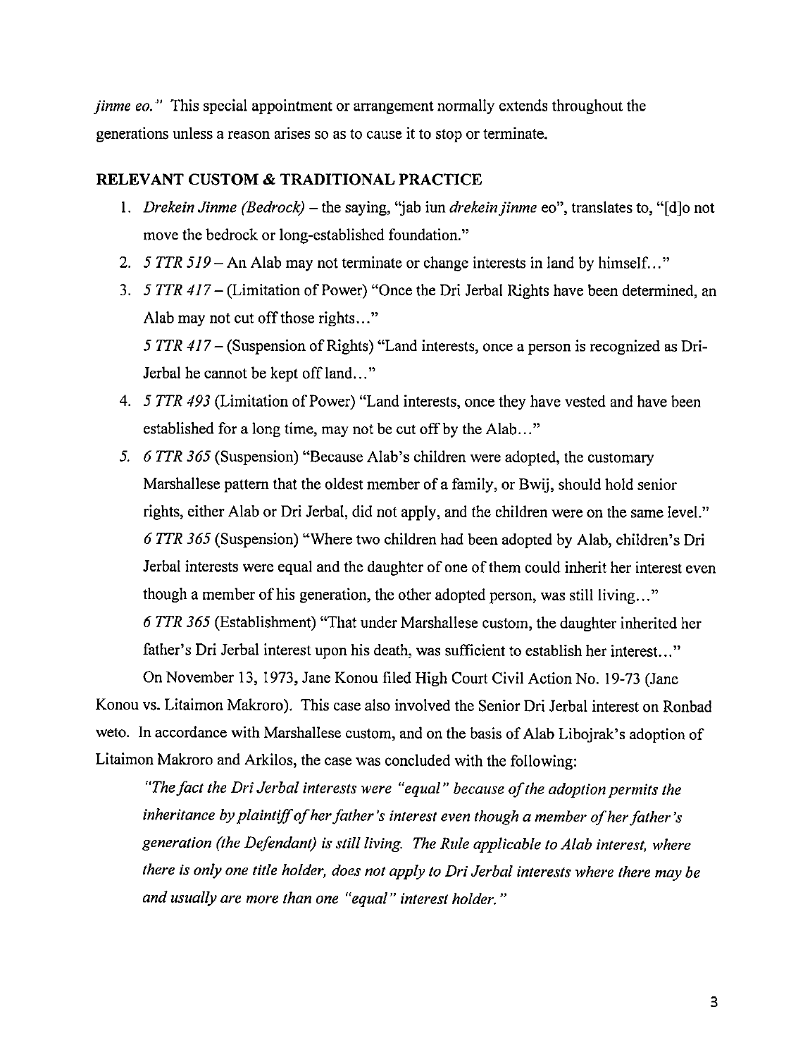*jinme eo."* This special appointment or arrangement normally extends throughout the generations unless a reason arises so as to cause it to stop or terminate.

## RELEVANT CUSTOM & TRADITIONAL PRACTICE

1. *Drekein Jinme (Bedrock)* – the saying, "jab iun *drekein jinme* eo", translates to, "[d]o not move the bedrock or long-established foundation."
2. *5 TTR 519* – An Alab may not terminate or change interests in land by himself…"
3. *5 TTR 417* – (Limitation of Power) "Once the Dri Jerbal Rights have been determined, an Alab may not cut off those rights…"

   *5 TTR 417* – (Suspension of Rights) "Land interests, once a person is recognized as Dri-Jerbal he cannot be kept off land…"
4. *5 TTR 493* (Limitation of Power) "Land interests, once they have vested and have been established for a long time, may not be cut off by the Alab…"
5. *6 TTR 365* (Suspension) "Because Alab's children were adopted, the customary Marshallese pattern that the oldest member of a family, or Bwij, should hold senior rights, either Alab or Dri Jerbal, did not apply, and the children were on the same level."

   *6 TTR 365* (Suspension) "Where two children had been adopted by Alab, children's Dri Jerbal interests were equal and the daughter of one of them could inherit her interest even though a member of his generation, the other adopted person, was still living…"

   *6 TTR 365* (Establishment) "That under Marshallese custom, the daughter inherited her father's Dri Jerbal interest upon his death, was sufficient to establish her interest…"

On November 13, 1973, Jane Konou filed High Court Civil Action No. 19-73 (Jane Konou vs. Litaimon Makroro). This case also involved the Senior Dri Jerbal interest on Ronbad weto. In accordance with Marshallese custom, and on the basis of Alab Libojrak's adoption of Litaimon Makroro and Arkilos, the case was concluded with the following:

> *"The fact the Dri Jerbal interests were "equal" because of the adoption permits the inheritance by plaintiff of her father's interest even though a member of her father's generation (the Defendant) is still living. The Rule applicable to Alab interest, where there is only one title holder, does not apply to Dri Jerbal interests where there may be and usually are more than one "equal" interest holder."*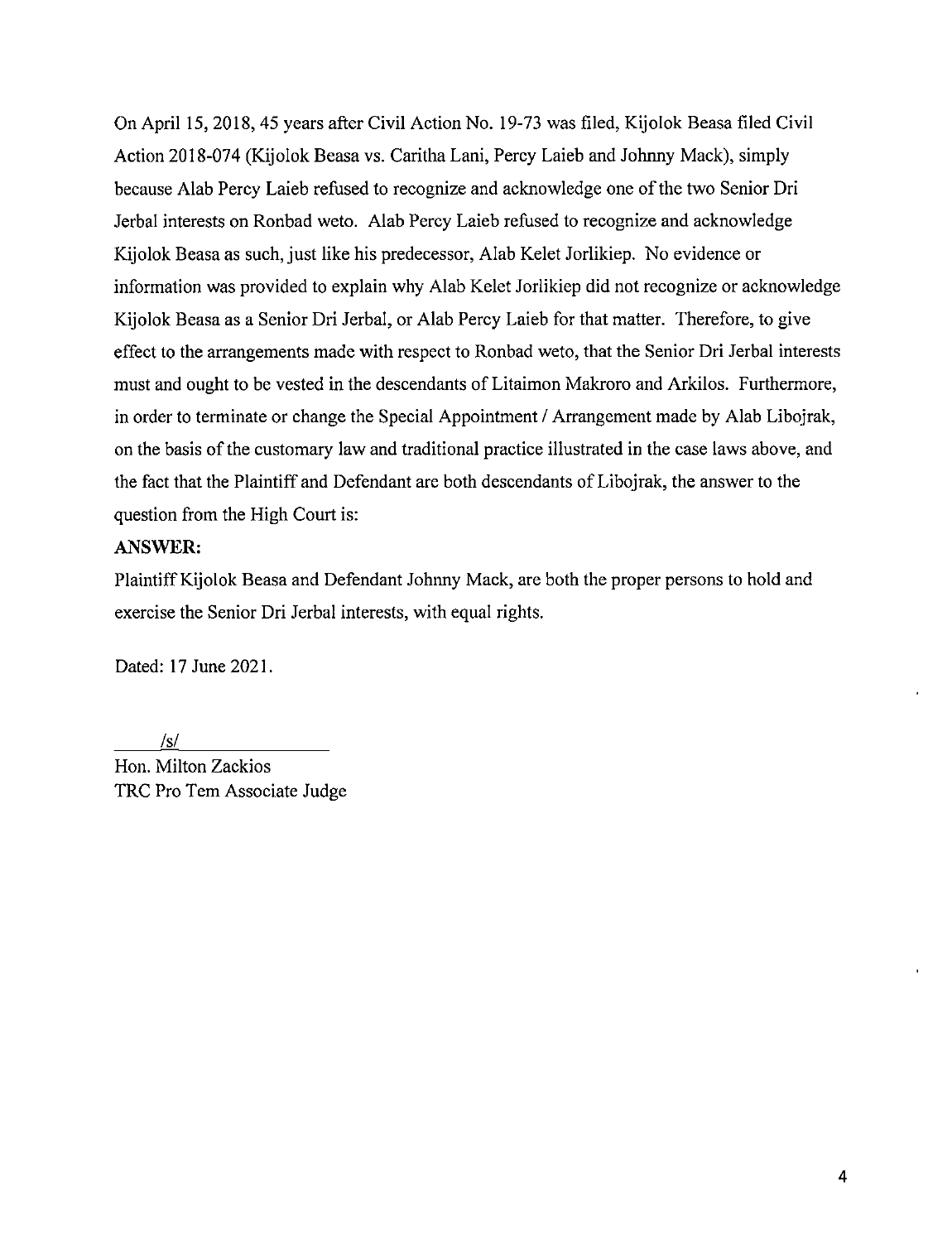On April 15, 2018, 45 years after Civil Action No. 19-73 was filed, Kijolok Beasa filed Civil Action 2018-074 (Kijolok Beasa vs. Caritha Lani, Percy Laieb and Johnny Mack), simply because Alab Percy Laieb refused to recognize and acknowledge one of the two Senior Dri Jerbal interests on Ronbad weto. Alab Percy Laieb refused to recognize and acknowledge Kijolok Beasa as such, just like his predecessor, Alab Kelet Jorlikiep. No evidence or information was provided to explain why Alab Kelet Jorlikiep did not recognize or acknowledge Kijolok Beasa as a Senior Dri Jerbal, or Alab Percy Laieb for that matter. Therefore, to give effect to the arrangements made with respect to Ronbad weto, that the Senior Dri Jerbal interests must and ought to be vested in the descendants of Litaimon Makroro and Arkilos. Furthermore, in order to terminate or change the Special Appointment / Arrangement made by Alab Libojrak, on the basis of the customary law and traditional practice illustrated in the case laws above, and the fact that the Plaintiff and Defendant are both descendants of Libojrak, the answer to the question from the High Court is:

**ANSWER:**

Plaintiff Kijolok Beasa and Defendant Johnny Mack, are both the proper persons to hold and exercise the Senior Dri Jerbal interests, with equal rights.

Dated: 17 June 2021.

/s/

Hon. Milton Zackios

TRC Pro Tem Associate Judge